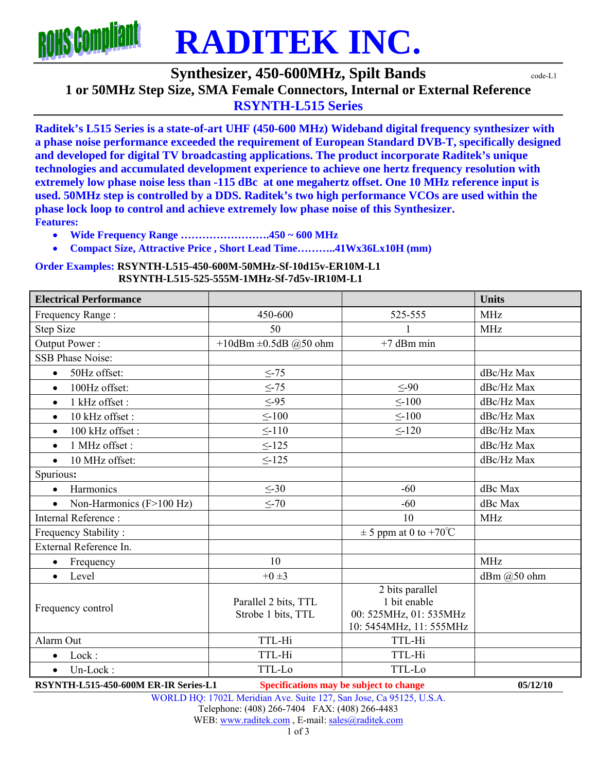# RADITEK INC.

## Synthesizer, 450-600MHz, Spilt Bands

code-L1

## 1 or 50MHz Step Size, SMA Female Connectors, Internal or External Reference

## RSYNTH-L515 Series

**Raditek's L515 Series is a state-of-art UHF (450-600 MHz) Wideband digital frequency synthesizer with a phase noise performance exceeded the requirement of European Standard DVB-T, specifically designed and developed for digital TV broadcasting applications. The product incorporate Raditek's unique technologies and accumulated development experience to achieve one hertz frequency resolution with extremely low phase noise less than -115 dBc at one megahertz offset. One 10 MHz reference input is used. 50MHz step is controlled by a DDS. Raditek's two high performance VCOs are used within the phase lock loop to control and achieve extremely low phase noise of this Synthesizer.**

**Features:**

- **Wide Frequency Range …………………….450 ~ 600 MHz**
- **Compact Size, Attractive Price , Short Lead Time………..41Wx36Lx10H (mm)**

**Order Examples: RSYNTH-L515-450-600M-50MHz-Sf-10d15v-ER10M-L1**
**RSYNTH-L515-525-555M-1MHz-Sf-7d5v-IR10M-L1**

| Electrical Performance | | | Units |
|---|---|---|---|
| Frequency Range : | 450-600 | 525-555 | MHz |
| Step Size | 50 | 1 | MHz |
| Output Power : | +10dBm ±0.5dB @50 ohm | +7 dBm min | |
| SSB Phase Noise: | | | |
| • 50Hz offset: | ≤-75 | | dBc/Hz Max |
| • 100Hz offset: | ≤-75 | ≤-90 | dBc/Hz Max |
| • 1 kHz offset : | ≤-95 | ≤-100 | dBc/Hz Max |
| • 10 kHz offset : | ≤-100 | ≤-100 | dBc/Hz Max |
| • 100 kHz offset : | ≤-110 | ≤-120 | dBc/Hz Max |
| • 1 MHz offset : | ≤-125 | | dBc/Hz Max |
| • 10 MHz offset: | ≤-125 | | dBc/Hz Max |
| Spurious**:** | | | |
| • Harmonics | ≤-30 | -60 | dBc Max |
| • Non-Harmonics (F>100 Hz) | ≤-70 | -60 | dBc Max |
| Internal Reference : | | 10 | MHz |
| Frequency Stability : | | ± 5 ppm at 0 to +70℃ | |
| External Reference In. | | | |
| • Frequency | 10 | | MHz |
| • Level | +0 ±3 | | dBm @50 ohm |
| Frequency control | Parallel 2 bits, TTL<br>Strobe 1 bits, TTL | 2 bits parallel<br>1 bit enable<br>00: 525MHz, 01: 535MHz<br>10: 5454MHz, 11: 555MHz | |
| Alarm Out | TTL-Hi | TTL-Hi | |
| • Lock : | TTL-Hi | TTL-Hi | |
| • Un-Lock : | TTL-Lo | TTL-Lo | |

**RSYNTH-L515-450-600M ER-IR Series-L1** **Specifications may be subject to change** **05/12/10**

WORLD HQ: 1702L Meridian Ave. Suite 127, San Jose, Ca 95125, U.S.A.
Telephone: (408) 266-7404 FAX: (408) 266-4483
WEB: www.raditek.com , E-mail: sales@raditek.com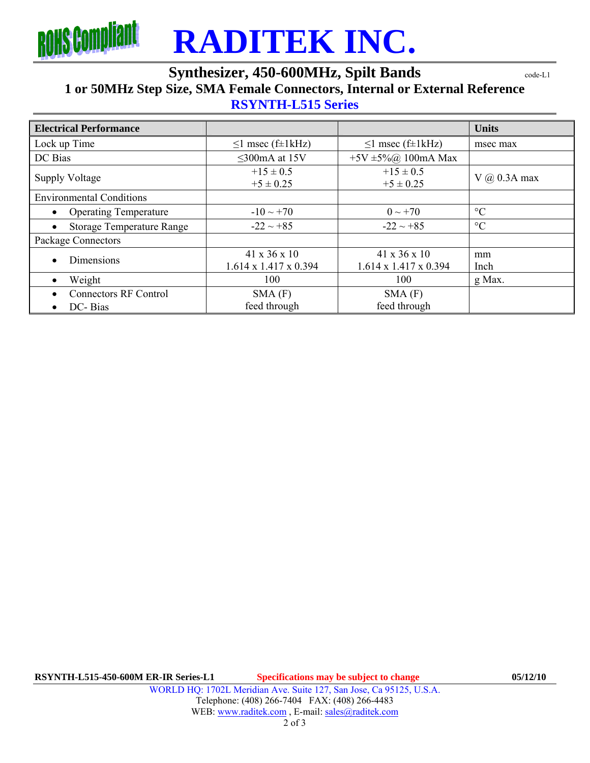# RADITEK INC.

## Synthesizer, 450-600MHz, Spilt Bands

code-L1

### 1 or 50MHz Step Size, SMA Female Connectors, Internal or External Reference

### RSYNTH-L515 Series

| Electrical Performance | | | Units |
|---|---|---|---|
| Lock up Time | ≤1 msec (f±1kHz) | ≤1 msec (f±1kHz) | msec max |
| DC Bias | ≤300mA at 15V | +5V ±5%@ 100mA Max | |
| Supply Voltage | +15 ± 0.5<br>+5 ± 0.25 | +15 ± 0.5<br>+5 ± 0.25 | V @ 0.3A max |
| Environmental Conditions | | | |
| • Operating Temperature | -10 ~ +70 | 0 ~ +70 | °C |
| • Storage Temperature Range | -22 ~ +85 | -22 ~ +85 | °C |
| Package Connectors | | | |
| • Dimensions | 41 x 36 x 10<br>1.614 x 1.417 x 0.394 | 41 x 36 x 10<br>1.614 x 1.417 x 0.394 | mm<br>Inch |
| • Weight | 100 | 100 | g Max. |
| • Connectors RF Control<br>• DC- Bias | SMA (F)<br>feed through | SMA (F)<br>feed through | |

RSYNTH-L515-450-600M ER-IR Series-L1 **Specifications may be subject to change** 05/12/10

WORLD HQ: 1702L Meridian Ave. Suite 127, San Jose, Ca 95125, U.S.A.
Telephone: (408) 266-7404 FAX: (408) 266-4483
WEB: www.raditek.com , E-mail: sales@raditek.com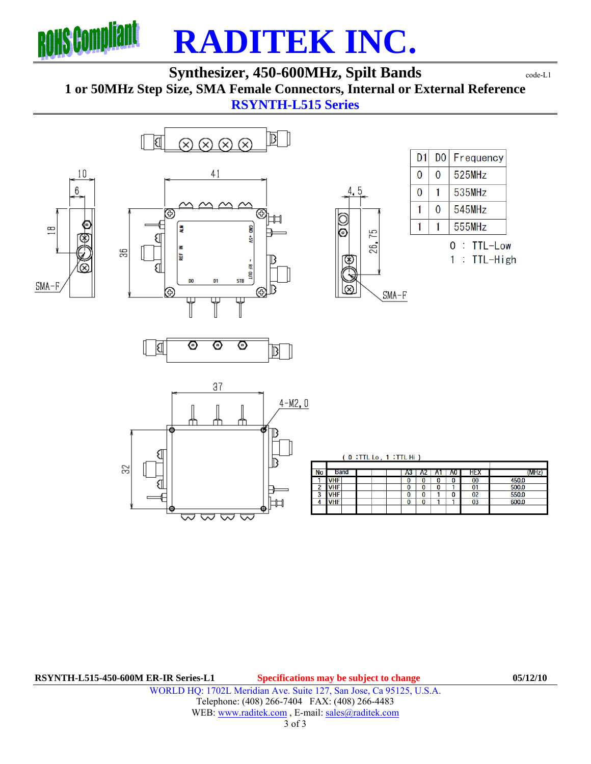RoHS Compliant

# RADITEK INC.

## Synthesizer, 450-600MHz, Spilt Bands

code-L1

### 1 or 50MHz Step Size, SMA Female Connectors, Internal or External Reference

### RSYNTH-L515 Series

10
6
18
SMA-F
41
36
ALM
REF IN
GND +5V
RF OUT
D0
D1
STB
4.5
26.75
SMA-F
37
4-M2.0
32

| D1 | D0 | Frequency |
|---|---|---|
| 0 | 0 | 525MHz |
| 0 | 1 | 535MHz |
| 1 | 0 | 545MHz |
| 1 | 1 | 555MHz |

0 : TTL-Low
1 : TTL-High

( 0 :TTL Lo , 1 :TTL Hi )

| No | Band | | | | A3 | A2 | A1 | A0 | HEX | (MHz) |
|---|---|---|---|---|---|---|---|---|---|---|
| 1 | VHF | | | | 0 | 0 | 0 | 0 | 00 | 450.0 |
| 2 | VHF | | | | 0 | 0 | 0 | 1 | 01 | 500.0 |
| 3 | VHF | | | | 0 | 0 | 1 | 0 | 02 | 550.0 |
| 4 | VHF | | | | 0 | 0 | 1 | 1 | 03 | 600.0 |

**RSYNTH-L515-450-600M ER-IR Series-L1** **Specifications may be subject to change** **05/12/10**

WORLD HQ: 1702L Meridian Ave. Suite 127, San Jose, Ca 95125, U.S.A.
Telephone: (408) 266-7404 FAX: (408) 266-4483
WEB: www.raditek.com , E-mail: sales@raditek.com